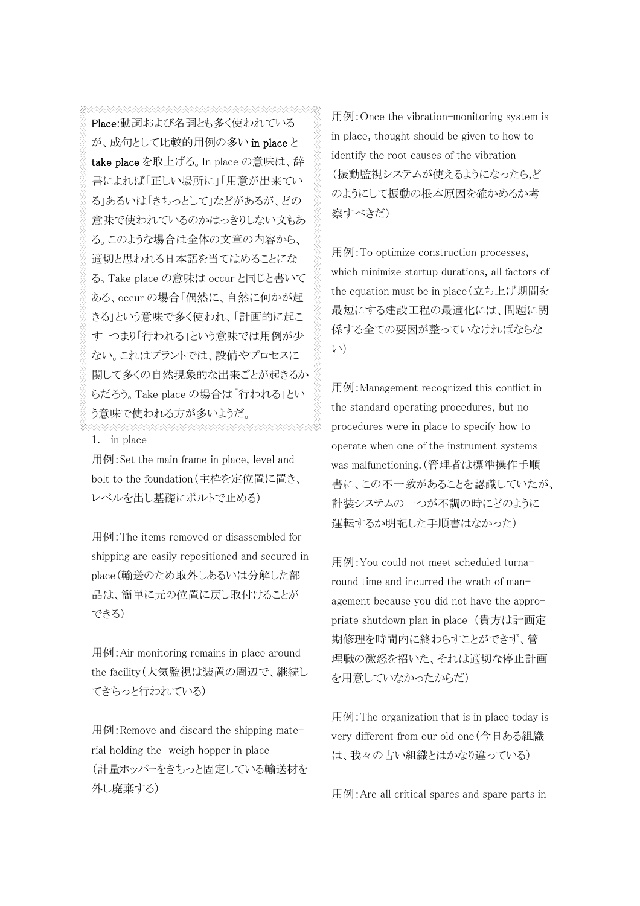**Place**:動詞および名詞とも多く使われているが、成句として比較的用例の多い **in place** と **take place** を取上げる。In place の意味は、辞書によれば「正しい場所に」「用意が出来ている」あるいは「きちっとして」などがあるが、どの意味で使われているのかはっきりしない文もある。このような場合は全体の文章の内容から、適切と思われる日本語を当てはめることになる。Take place の意味は occur と同じと書いてある、occur の場合「偶然に、自然に何かが起きる」という意味で多く使われ、「計画的に起こす」つまり「行われる」という意味では用例が少ない。これはプラントでは、設備やプロセスに関して多くの自然現象的な出来ごとが起きるからだろう。Take place の場合は「行われる」という意味で使われる方が多いようだ。

1. in place

用例：Set the main frame in place, level and bolt to the foundation（主枠を定位置に置き、レベルを出し基礎にボルトで止める）

用例：The items removed or disassembled for shipping are easily repositioned and secured in place（輸送のため取外しあるいは分解した部品は、簡単に元の位置に戻し取付けることができる）

用例：Air monitoring remains in place around the facility（大気監視は装置の周辺で、継続してきちっと行われている）

用例：Remove and discard the shipping material holding the weigh hopper in place（計量ホッパーをきちっと固定している輸送材を外し廃棄する）

用例：Once the vibration-monitoring system is in place, thought should be given to how to identify the root causes of the vibration（振動監視システムが使えるようになったら,どのようにして振動の根本原因を確かめるか考察すべきだ）

用例：To optimize construction processes, which minimize startup durations, all factors of the equation must be in place（立ち上げ期間を最短にする建設工程の最適化には、問題に関係する全ての要因が整っていなければならない）

用例：Management recognized this conflict in the standard operating procedures, but no procedures were in place to specify how to operate when one of the instrument systems was malfunctioning.（管理者は標準操作手順書に、この不一致があることを認識していたが、計装システムの一つが不調の時にどのように運転するか明記した手順書はなかった）

用例：You could not meet scheduled turnaround time and incurred the wrath of management because you did not have the appropriate shutdown plan in place（貴方は計画定期修理を時間内に終わらすことができず、管理職の激怒を招いた、それは適切な停止計画を用意していなかったからだ）

用例：The organization that is in place today is very different from our old one（今日ある組織は、我々の古い組織とはかなり違っている）

用例：Are all critical spares and spare parts in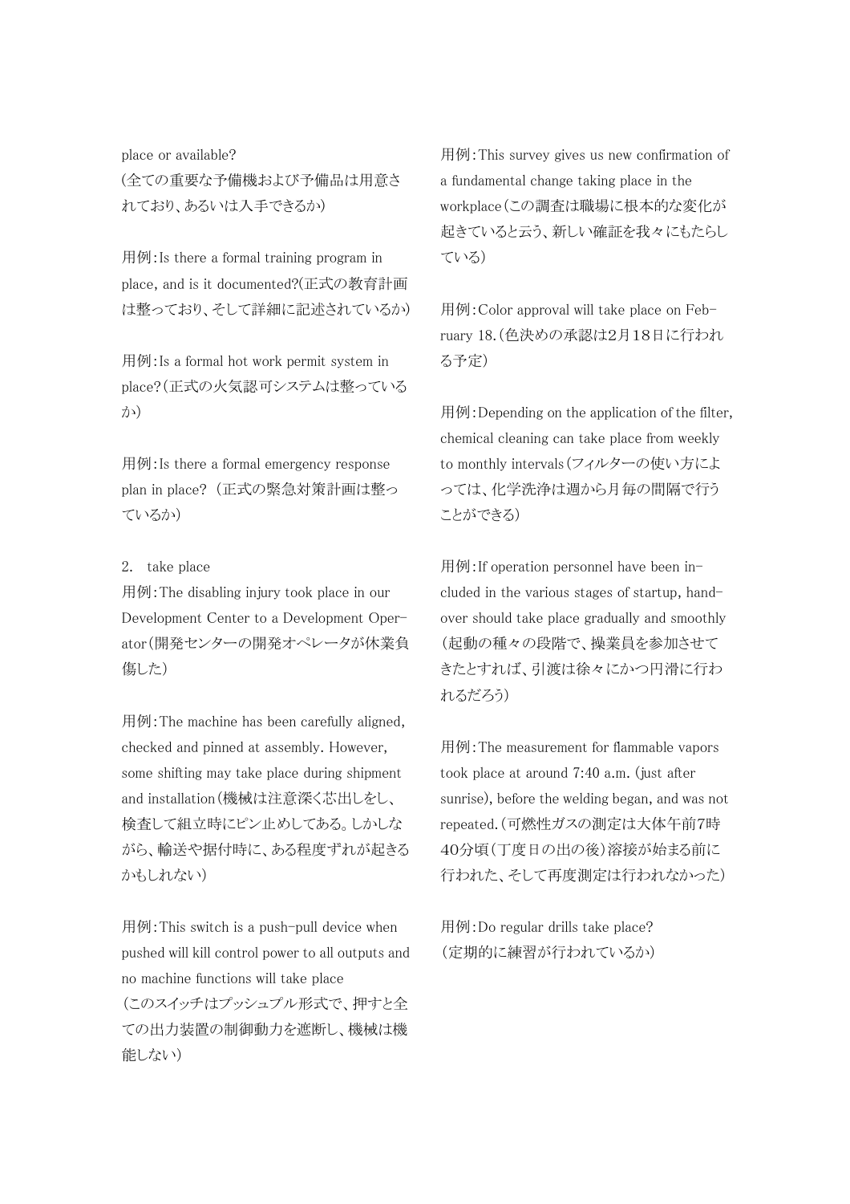place or available?
(全ての重要な予備機および予備品は用意されており、あるいは入手できるか)

用例:Is there a formal training program in place, and is it documented?(正式の教育計画は整っており、そして詳細に記述されているか)

用例:Is a formal hot work permit system in place?(正式の火気認可システムは整っているか)

用例:Is there a formal emergency response plan in place? (正式の緊急対策計画は整っているか)

2. take place

用例:The disabling injury took place in our Development Center to a Development Operator(開発センターの開発オペレータが休業負傷した)

用例:The machine has been carefully aligned, checked and pinned at assembly. However, some shifting may take place during shipment and installation(機械は注意深く芯出しをし、検査して組立時にピン止めしてある。しかしながら、輸送や据付時に、ある程度ずれが起きるかもしれない)

用例:This switch is a push-pull device when pushed will kill control power to all outputs and no machine functions will take place
(このスイッチはプッシュプル形式で、押すと全ての出力装置の制御動力を遮断し、機械は機能しない)

用例:This survey gives us new confirmation of a fundamental change taking place in the workplace(この調査は職場に根本的な変化が起きていると云う、新しい確証を我々にもたらしている)

用例:Color approval will take place on February 18.(色決めの承認は2月18日に行われる予定)

用例:Depending on the application of the filter, chemical cleaning can take place from weekly to monthly intervals(フィルターの使い方によっては、化学洗浄は週から月毎の間隔で行うことができる)

用例:If operation personnel have been included in the various stages of startup, handover should take place gradually and smoothly(起動の種々の段階で、操業員を参加させてきたとすれば、引渡は徐々にかつ円滑に行われるだろう)

用例:The measurement for flammable vapors took place at around 7:40 a.m. (just after sunrise), before the welding began, and was not repeated.(可燃性ガスの測定は大体午前7時40分頃(丁度日の出の後)溶接が始まる前に行われた、そして再度測定は行われなかった)

用例:Do regular drills take place?
(定期的に練習が行われているか)